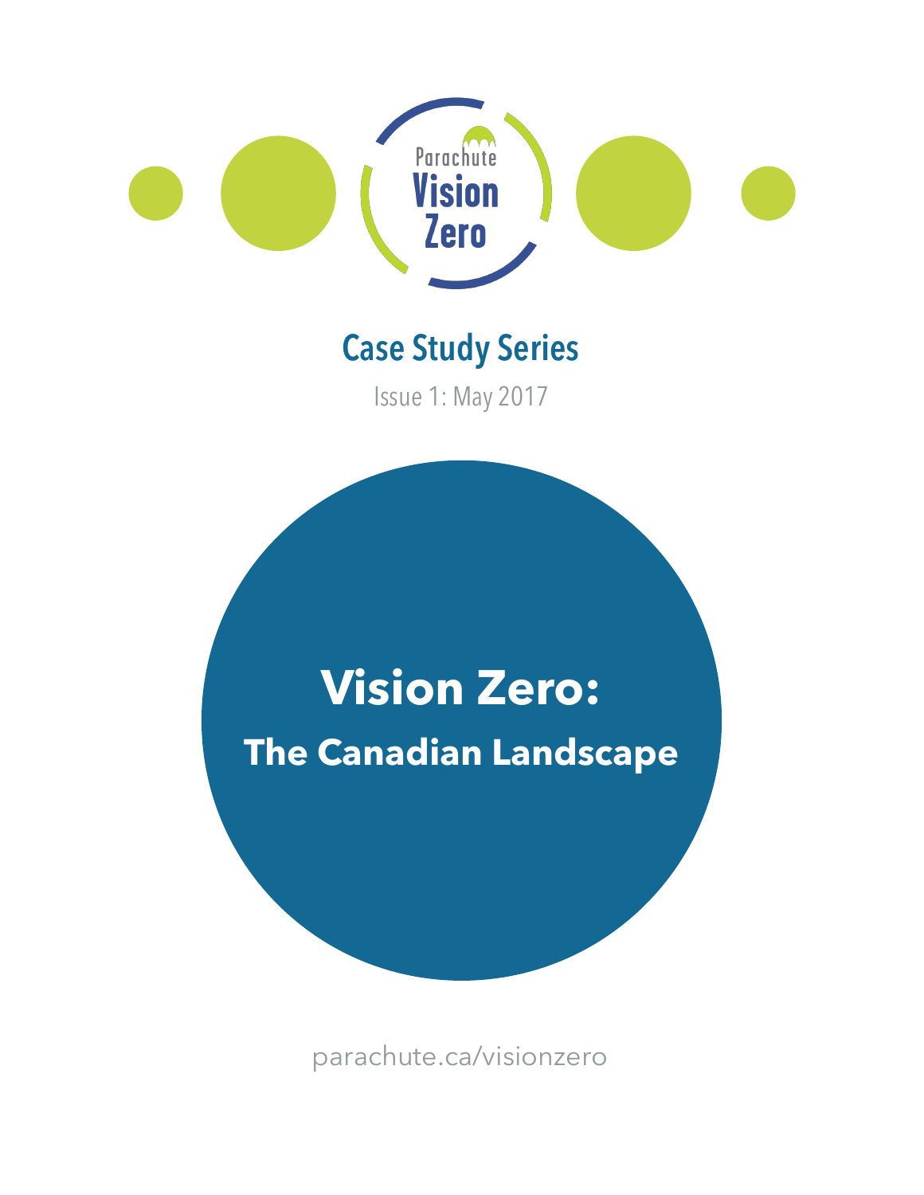Parachute

Vision Zero

## Case Study Series

Issue 1: May 2017

# Vision Zero:

## The Canadian Landscape

parachute.ca/visionzero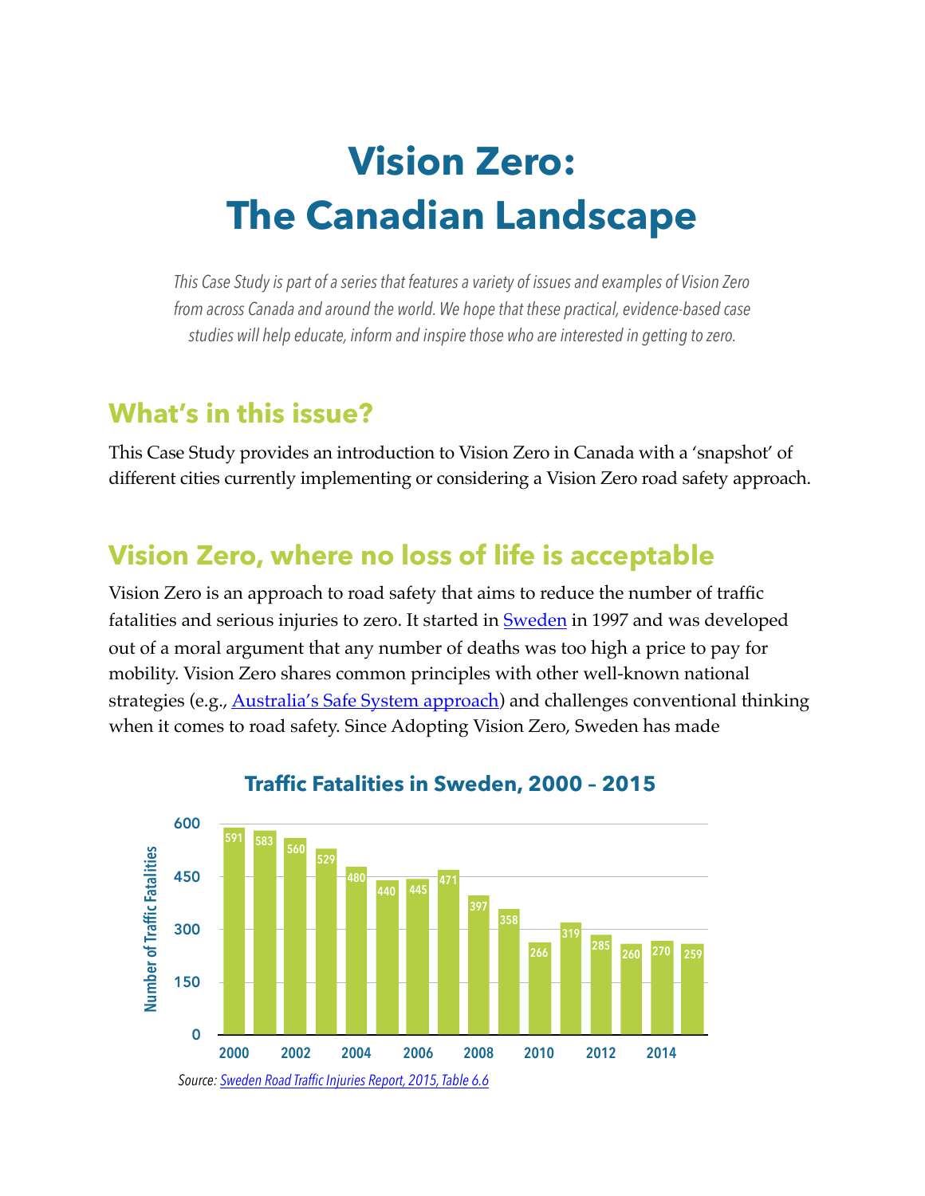# Vision Zero: The Canadian Landscape

*This Case Study is part of a series that features a variety of issues and examples of Vision Zero from across Canada and around the world. We hope that these practical, evidence-based case studies will help educate, inform and inspire those who are interested in getting to zero.*

## What's in this issue?

This Case Study provides an introduction to Vision Zero in Canada with a 'snapshot' of different cities currently implementing or considering a Vision Zero road safety approach.

## Vision Zero, where no loss of life is acceptable

Vision Zero is an approach to road safety that aims to reduce the number of traffic fatalities and serious injuries to zero. It started in Sweden in 1997 and was developed out of a moral argument that any number of deaths was too high a price to pay for mobility. Vision Zero shares common principles with other well-known national strategies (e.g., Australia's Safe System approach) and challenges conventional thinking when it comes to road safety. Since Adopting Vision Zero, Sweden has made

**Traffic Fatalities in Sweden, 2000 – 2015**

| Year | Number of Traffic Fatalities |
|---|---|
| 2000 | 591 |
| 2001 | 583 |
| 2002 | 560 |
| 2003 | 529 |
| 2004 | 480 |
| 2005 | 440 |
| 2006 | 445 |
| 2007 | 471 |
| 2008 | 397 |
| 2009 | 358 |
| 2010 | 266 |
| 2011 | 319 |
| 2012 | 285 |
| 2013 | 260 |
| 2014 | 270 |
| 2015 | 259 |

*Source: Sweden Road Traffic Injuries Report, 2015, Table 6.6*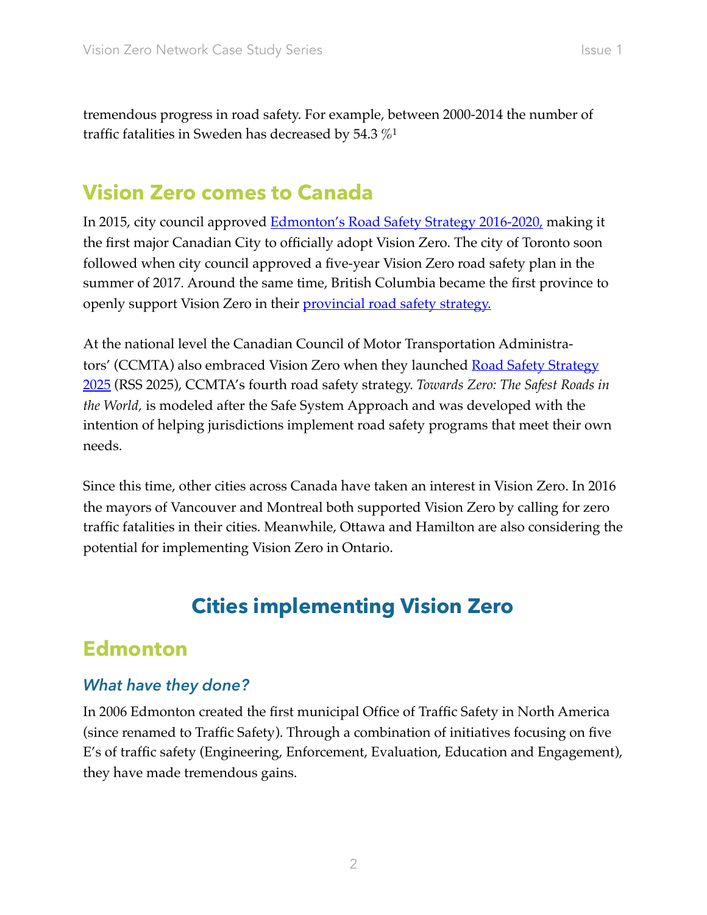tremendous progress in road safety. For example, between 2000-2014 the number of traffic fatalities in Sweden has decreased by 54.3 %[1]

## Vision Zero comes to Canada

In 2015, city council approved Edmonton's Road Safety Strategy 2016-2020, making it the first major Canadian City to officially adopt Vision Zero. The city of Toronto soon followed when city council approved a five-year Vision Zero road safety plan in the summer of 2017. Around the same time, British Columbia became the first province to openly support Vision Zero in their provincial road safety strategy.

At the national level the Canadian Council of Motor Transportation Administrators' (CCMTA) also embraced Vision Zero when they launched Road Safety Strategy 2025 (RSS 2025), CCMTA's fourth road safety strategy. *Towards Zero: The Safest Roads in the World,* is modeled after the Safe System Approach and was developed with the intention of helping jurisdictions implement road safety programs that meet their own needs.

Since this time, other cities across Canada have taken an interest in Vision Zero. In 2016 the mayors of Vancouver and Montreal both supported Vision Zero by calling for zero traffic fatalities in their cities. Meanwhile, Ottawa and Hamilton are also considering the potential for implementing Vision Zero in Ontario.

# Cities implementing Vision Zero

## Edmonton

### *What have they done?*

In 2006 Edmonton created the first municipal Office of Traffic Safety in North America (since renamed to Traffic Safety). Through a combination of initiatives focusing on five E's of traffic safety (Engineering, Enforcement, Evaluation, Education and Engagement), they have made tremendous gains.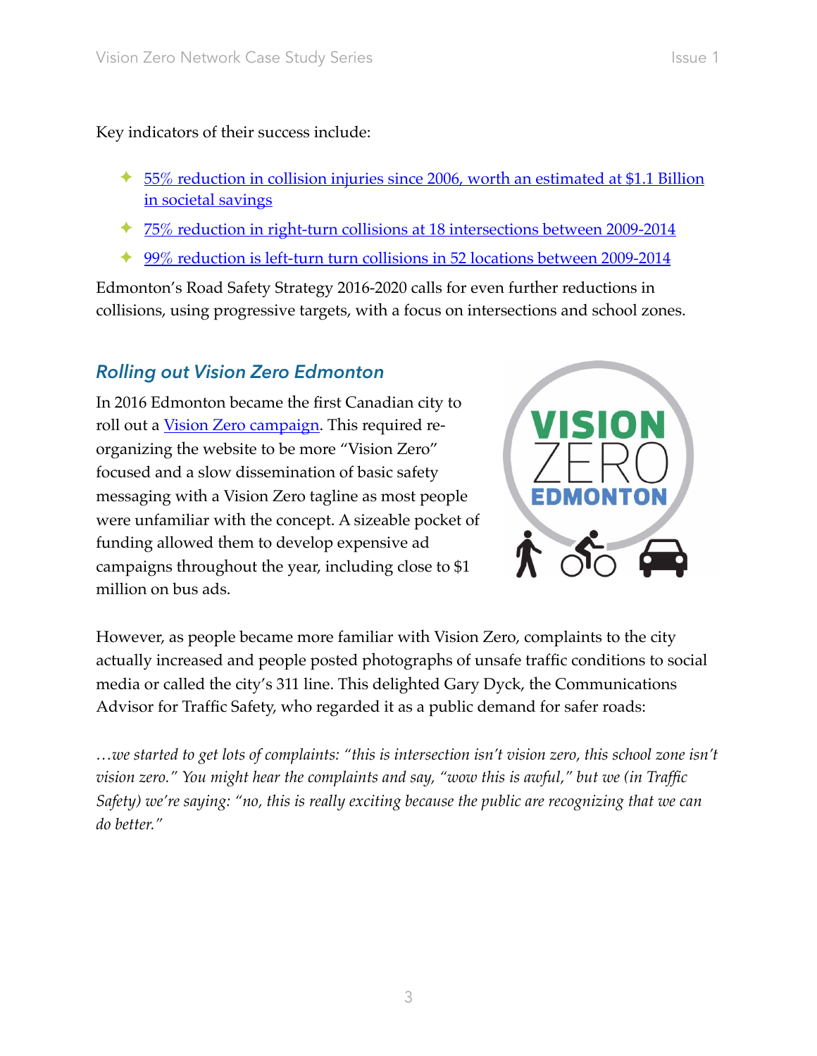Key indicators of their success include:

- 55% reduction in collision injuries since 2006, worth an estimated at $1.1 Billion in societal savings
- 75% reduction in right-turn collisions at 18 intersections between 2009-2014
- 99% reduction is left-turn turn collisions in 52 locations between 2009-2014

Edmonton's Road Safety Strategy 2016-2020 calls for even further reductions in collisions, using progressive targets, with a focus on intersections and school zones.

## *Rolling out Vision Zero Edmonton*

In 2016 Edmonton became the first Canadian city to roll out a Vision Zero campaign. This required re-organizing the website to be more "Vision Zero" focused and a slow dissemination of basic safety messaging with a Vision Zero tagline as most people were unfamiliar with the concept. A sizeable pocket of funding allowed them to develop expensive ad campaigns throughout the year, including close to $1 million on bus ads.

However, as people became more familiar with Vision Zero, complaints to the city actually increased and people posted photographs of unsafe traffic conditions to social media or called the city's 311 line. This delighted Gary Dyck, the Communications Advisor for Traffic Safety, who regarded it as a public demand for safer roads:

*…we started to get lots of complaints: "this is intersection isn't vision zero, this school zone isn't vision zero." You might hear the complaints and say, "wow this is awful," but we (in Traffic Safety) we're saying: "no, this is really exciting because the public are recognizing that we can do better."*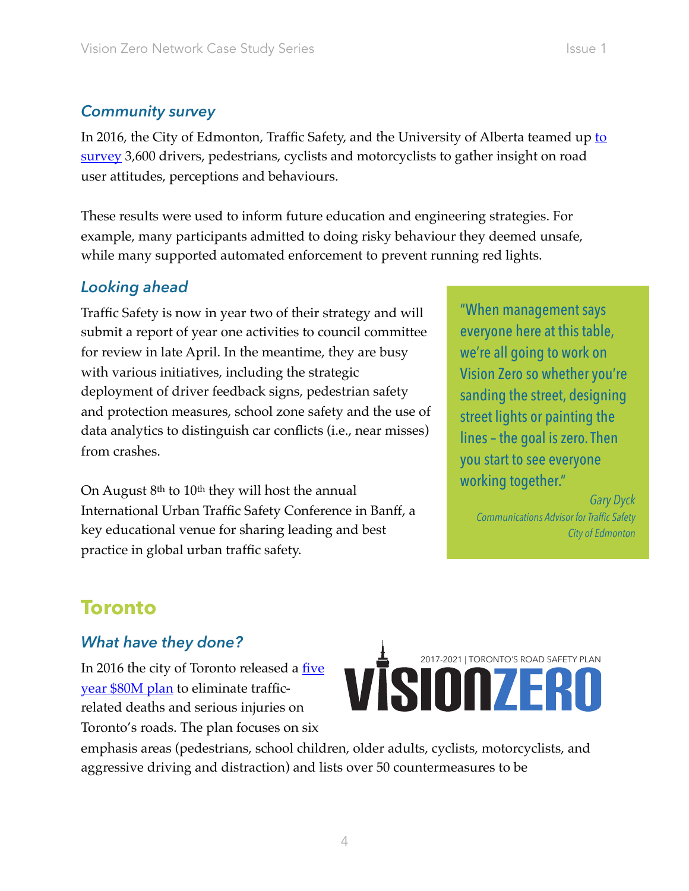### *Community survey*

In 2016, the City of Edmonton, Traffic Safety, and the University of Alberta teamed up to survey 3,600 drivers, pedestrians, cyclists and motorcyclists to gather insight on road user attitudes, perceptions and behaviours.

These results were used to inform future education and engineering strategies. For example, many participants admitted to doing risky behaviour they deemed unsafe, while many supported automated enforcement to prevent running red lights.

### *Looking ahead*

Traffic Safety is now in year two of their strategy and will submit a report of year one activities to council committee for review in late April. In the meantime, they are busy with various initiatives, including the strategic deployment of driver feedback signs, pedestrian safety and protection measures, school zone safety and the use of data analytics to distinguish car conflicts (i.e., near misses) from crashes.

On August 8th to 10th they will host the annual International Urban Traffic Safety Conference in Banff, a key educational venue for sharing leading and best practice in global urban traffic safety.

> "When management says everyone here at this table, we're all going to work on Vision Zero so whether you're sanding the street, designing street lights or painting the lines – the goal is zero. Then you start to see everyone working together."
>
> *Gary Dyck*
> *Communications Advisor for Traffic Safety*
> *City of Edmonton*

## Toronto

### *What have they done?*

2017-2021 | TORONTO'S ROAD SAFETY PLAN
VISIONZERO

In 2016 the city of Toronto released a five year $80M plan to eliminate traffic-related deaths and serious injuries on Toronto's roads. The plan focuses on six emphasis areas (pedestrians, school children, older adults, cyclists, motorcyclists, and aggressive driving and distraction) and lists over 50 countermeasures to be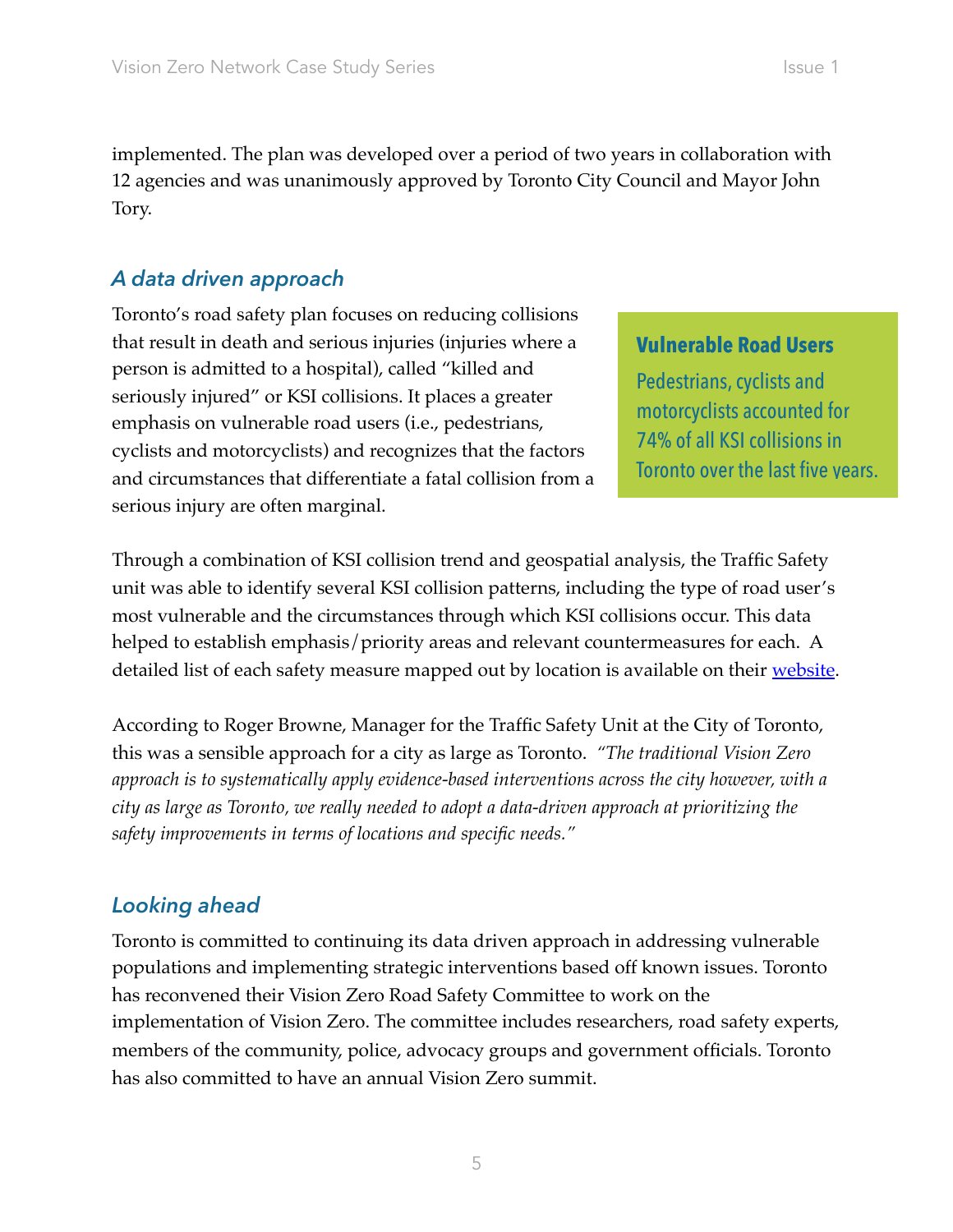implemented. The plan was developed over a period of two years in collaboration with 12 agencies and was unanimously approved by Toronto City Council and Mayor John Tory.

## *A data driven approach*

Toronto's road safety plan focuses on reducing collisions that result in death and serious injuries (injuries where a person is admitted to a hospital), called "killed and seriously injured" or KSI collisions. It places a greater emphasis on vulnerable road users (i.e., pedestrians, cyclists and motorcyclists) and recognizes that the factors and circumstances that differentiate a fatal collision from a serious injury are often marginal.

**Vulnerable Road Users**

Pedestrians, cyclists and motorcyclists accounted for 74% of all KSI collisions in Toronto over the last five years.

Through a combination of KSI collision trend and geospatial analysis, the Traffic Safety unit was able to identify several KSI collision patterns, including the type of road user's most vulnerable and the circumstances through which KSI collisions occur. This data helped to establish emphasis/priority areas and relevant countermeasures for each. A detailed list of each safety measure mapped out by location is available on their website.

According to Roger Browne, Manager for the Traffic Safety Unit at the City of Toronto, this was a sensible approach for a city as large as Toronto. *"The traditional Vision Zero approach is to systematically apply evidence-based interventions across the city however, with a city as large as Toronto, we really needed to adopt a data-driven approach at prioritizing the safety improvements in terms of locations and specific needs."*

## *Looking ahead*

Toronto is committed to continuing its data driven approach in addressing vulnerable populations and implementing strategic interventions based off known issues. Toronto has reconvened their Vision Zero Road Safety Committee to work on the implementation of Vision Zero. The committee includes researchers, road safety experts, members of the community, police, advocacy groups and government officials. Toronto has also committed to have an annual Vision Zero summit.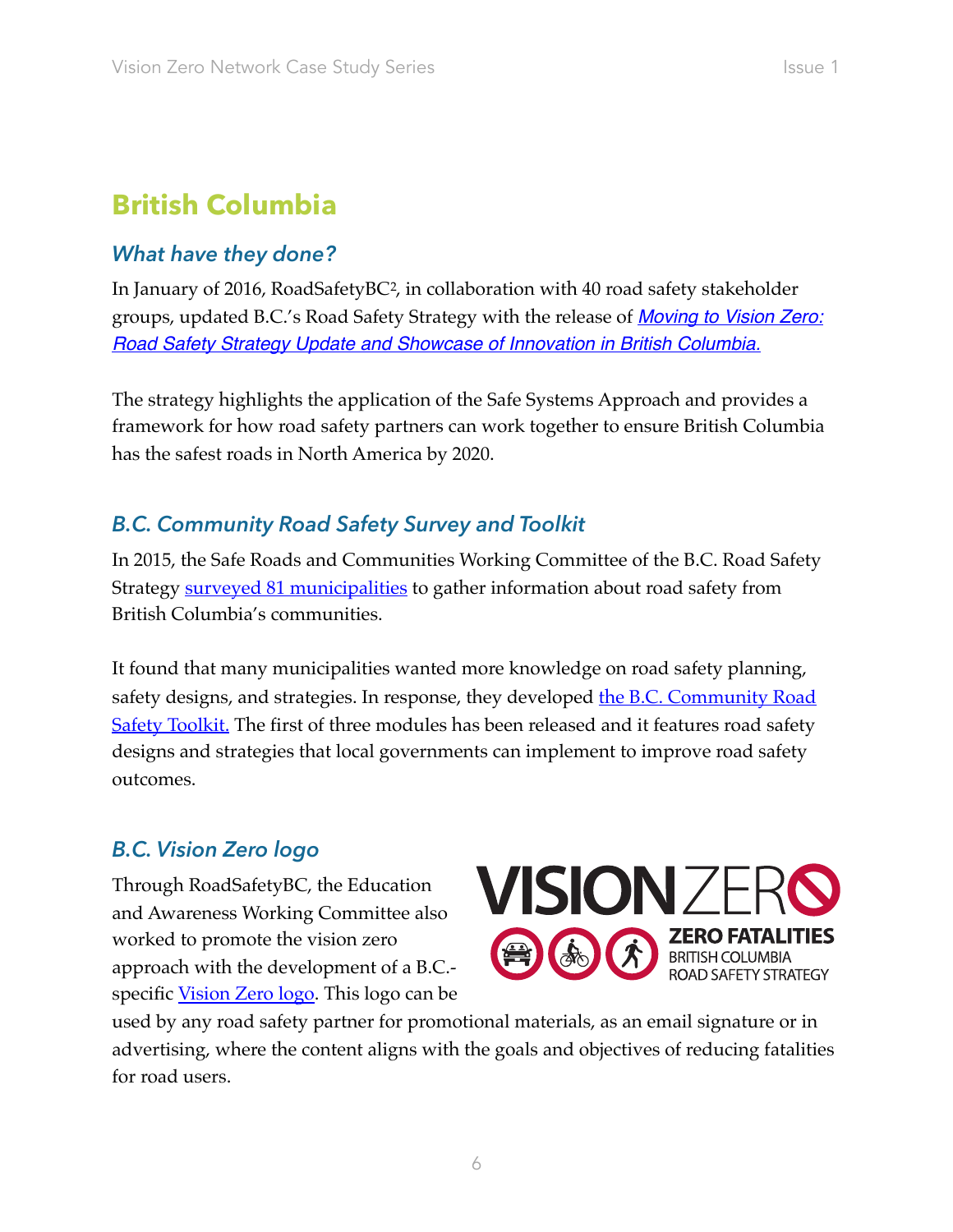# British Columbia

## *What have they done?*

In January of 2016, RoadSafetyBC[2], in collaboration with 40 road safety stakeholder groups, updated B.C.'s Road Safety Strategy with the release of *Moving to Vision Zero: Road Safety Strategy Update and Showcase of Innovation in British Columbia.*

The strategy highlights the application of the Safe Systems Approach and provides a framework for how road safety partners can work together to ensure British Columbia has the safest roads in North America by 2020.

## *B.C. Community Road Safety Survey and Toolkit*

In 2015, the Safe Roads and Communities Working Committee of the B.C. Road Safety Strategy surveyed 81 municipalities to gather information about road safety from British Columbia's communities.

It found that many municipalities wanted more knowledge on road safety planning, safety designs, and strategies. In response, they developed the B.C. Community Road Safety Toolkit. The first of three modules has been released and it features road safety designs and strategies that local governments can implement to improve road safety outcomes.

## *B.C. Vision Zero logo*

Through RoadSafetyBC, the Education and Awareness Working Committee also worked to promote the vision zero approach with the development of a B.C.-specific Vision Zero logo. This logo can be used by any road safety partner for promotional materials, as an email signature or in advertising, where the content aligns with the goals and objectives of reducing fatalities for road users.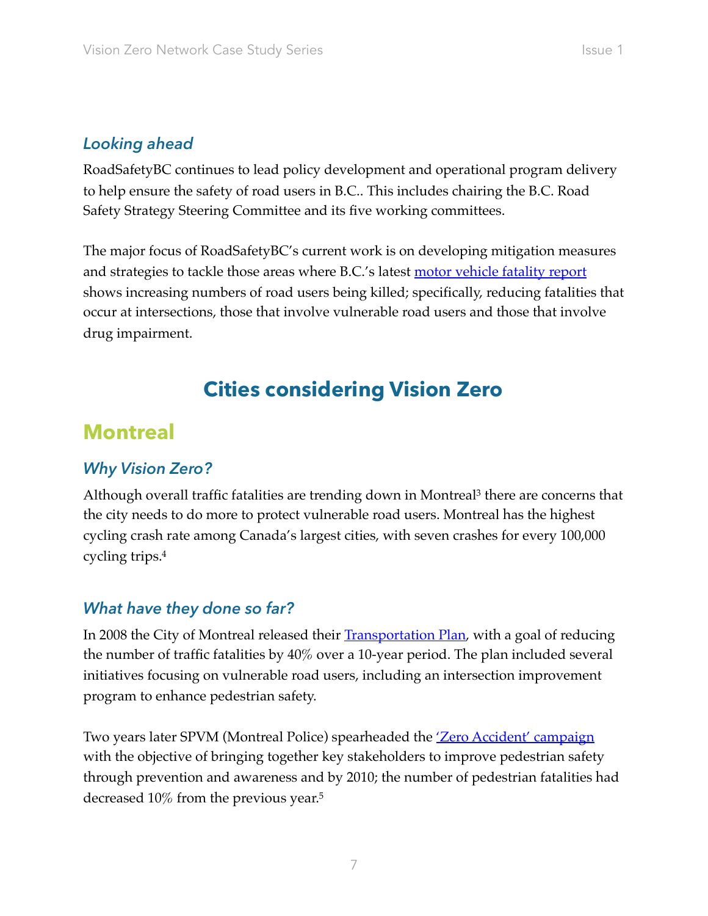### *Looking ahead*

RoadSafetyBC continues to lead policy development and operational program delivery to help ensure the safety of road users in B.C.. This includes chairing the B.C. Road Safety Strategy Steering Committee and its five working committees.

The major focus of RoadSafetyBC's current work is on developing mitigation measures and strategies to tackle those areas where B.C.'s latest motor vehicle fatality report shows increasing numbers of road users being killed; specifically, reducing fatalities that occur at intersections, those that involve vulnerable road users and those that involve drug impairment.

# Cities considering Vision Zero

## Montreal

### *Why Vision Zero?*

Although overall traffic fatalities are trending down in Montreal[3] there are concerns that the city needs to do more to protect vulnerable road users. Montreal has the highest cycling crash rate among Canada's largest cities, with seven crashes for every 100,000 cycling trips.[4]

### *What have they done so far?*

In 2008 the City of Montreal released their Transportation Plan, with a goal of reducing the number of traffic fatalities by 40% over a 10-year period. The plan included several initiatives focusing on vulnerable road users, including an intersection improvement program to enhance pedestrian safety.

Two years later SPVM (Montreal Police) spearheaded the 'Zero Accident' campaign with the objective of bringing together key stakeholders to improve pedestrian safety through prevention and awareness and by 2010; the number of pedestrian fatalities had decreased 10% from the previous year.[5]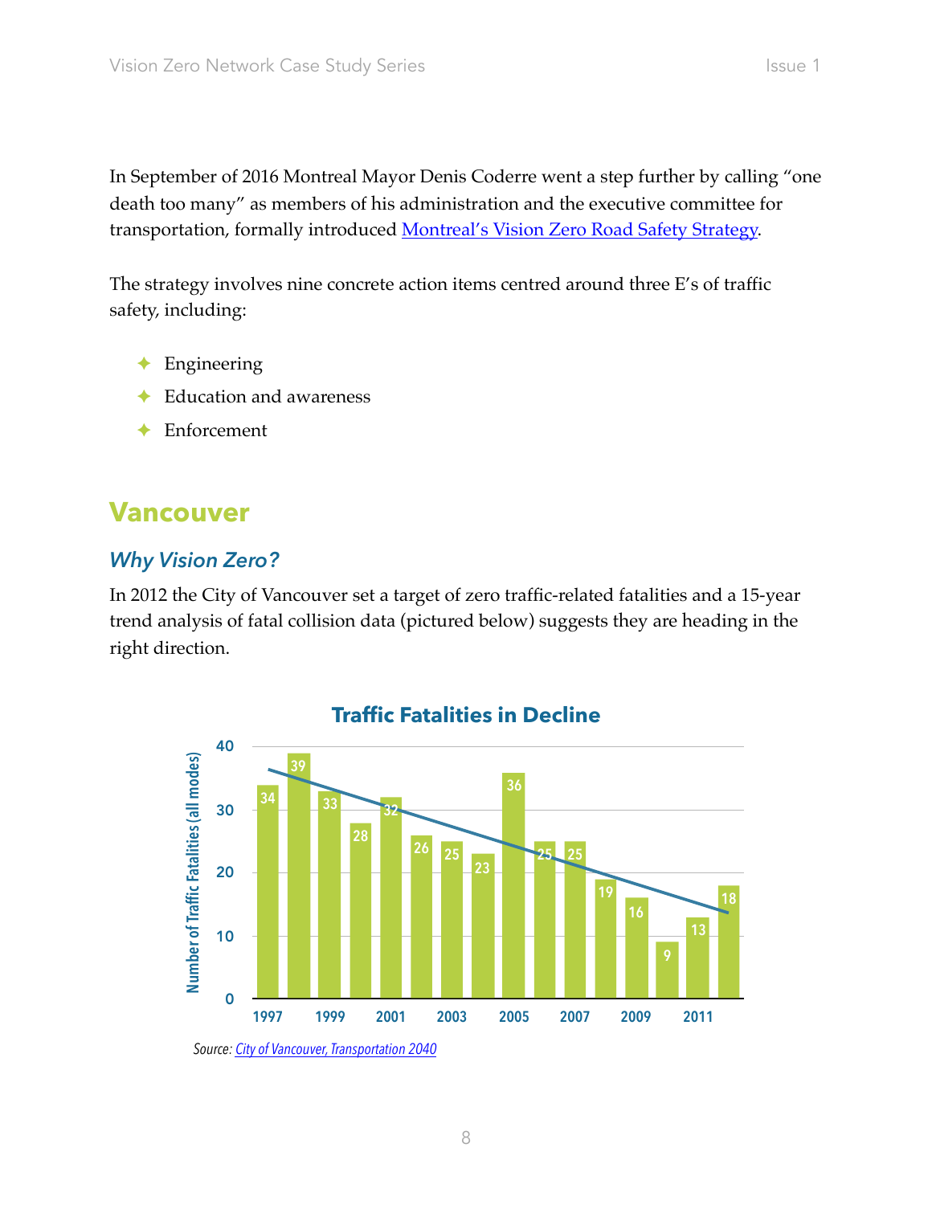In September of 2016 Montreal Mayor Denis Coderre went a step further by calling "one death too many" as members of his administration and the executive committee for transportation, formally introduced [Montreal's Vision Zero Road Safety Strategy](#).

The strategy involves nine concrete action items centred around three E's of traffic safety, including:

- Engineering
- Education and awareness
- Enforcement

## Vancouver

### *Why Vision Zero?*

In 2012 the City of Vancouver set a target of zero traffic-related fatalities and a 15-year trend analysis of fatal collision data (pictured below) suggests they are heading in the right direction.

**Traffic Fatalities in Decline**

| Year | Number of Traffic Fatalities (all modes) |
|---|---|
| 1997 | 34 |
| 1998 | 39 |
| 1999 | 33 |
| 2000 | 28 |
| 2001 | 32 |
| 2002 | 26 |
| 2003 | 25 |
| 2004 | 23 |
| 2005 | 36 |
| 2006 | 25 |
| 2007 | 25 |
| 2008 | 19 |
| 2009 | 16 |
| 2010 | 9 |
| 2011 | 13 |
| 2012 | 18 |

*Source: City of Vancouver, Transportation 2040*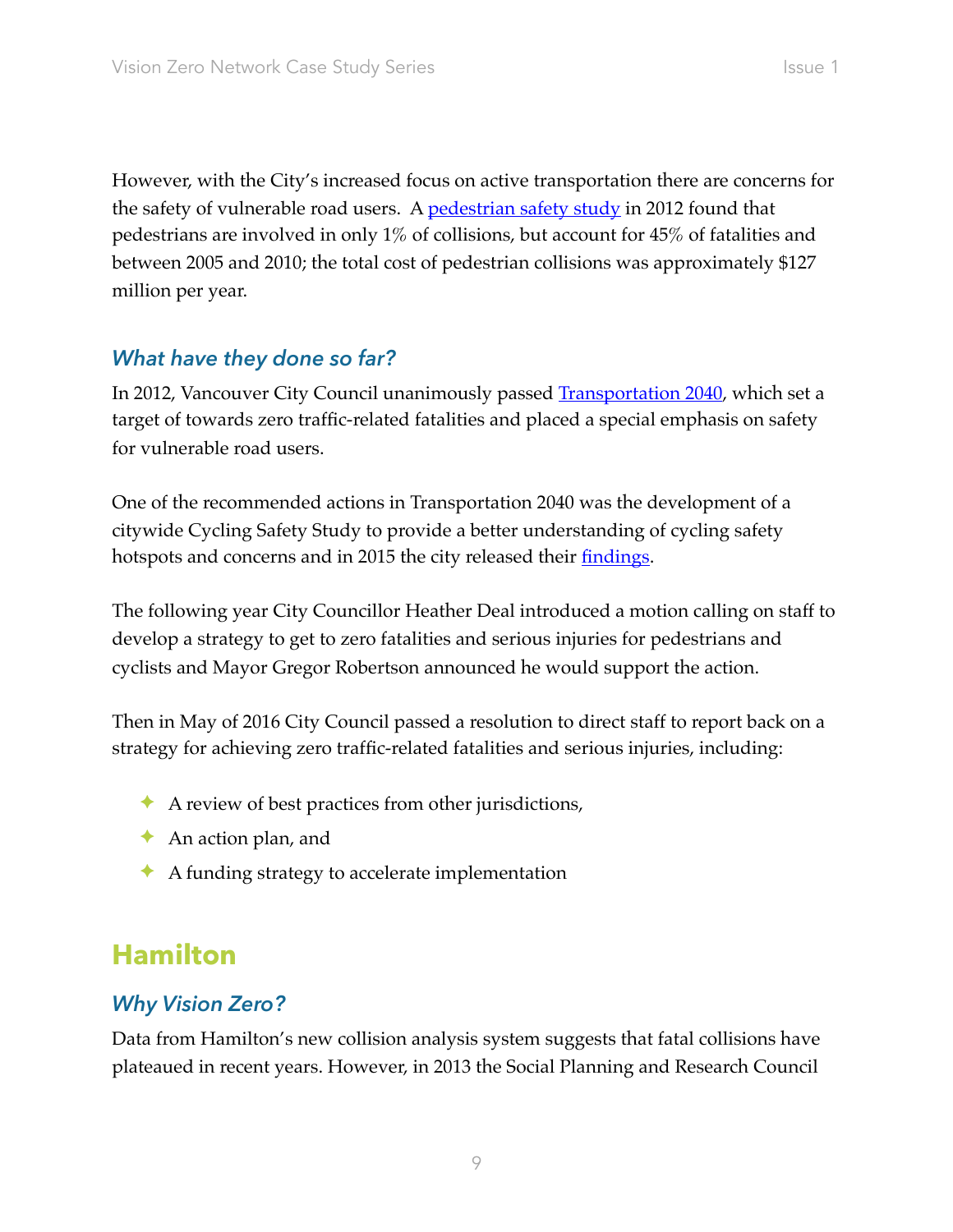However, with the City's increased focus on active transportation there are concerns for the safety of vulnerable road users. A [pedestrian safety study]() in 2012 found that pedestrians are involved in only 1% of collisions, but account for 45% of fatalities and between 2005 and 2010; the total cost of pedestrian collisions was approximately $127 million per year.

### *What have they done so far?*

In 2012, Vancouver City Council unanimously passed [Transportation 2040](), which set a target of towards zero traffic-related fatalities and placed a special emphasis on safety for vulnerable road users.

One of the recommended actions in Transportation 2040 was the development of a citywide Cycling Safety Study to provide a better understanding of cycling safety hotspots and concerns and in 2015 the city released their [findings]().

The following year City Councillor Heather Deal introduced a motion calling on staff to develop a strategy to get to zero fatalities and serious injuries for pedestrians and cyclists and Mayor Gregor Robertson announced he would support the action.

Then in May of 2016 City Council passed a resolution to direct staff to report back on a strategy for achieving zero traffic-related fatalities and serious injuries, including:

- A review of best practices from other jurisdictions,
- An action plan, and
- A funding strategy to accelerate implementation

## Hamilton

### *Why Vision Zero?*

Data from Hamilton's new collision analysis system suggests that fatal collisions have plateaued in recent years. However, in 2013 the Social Planning and Research Council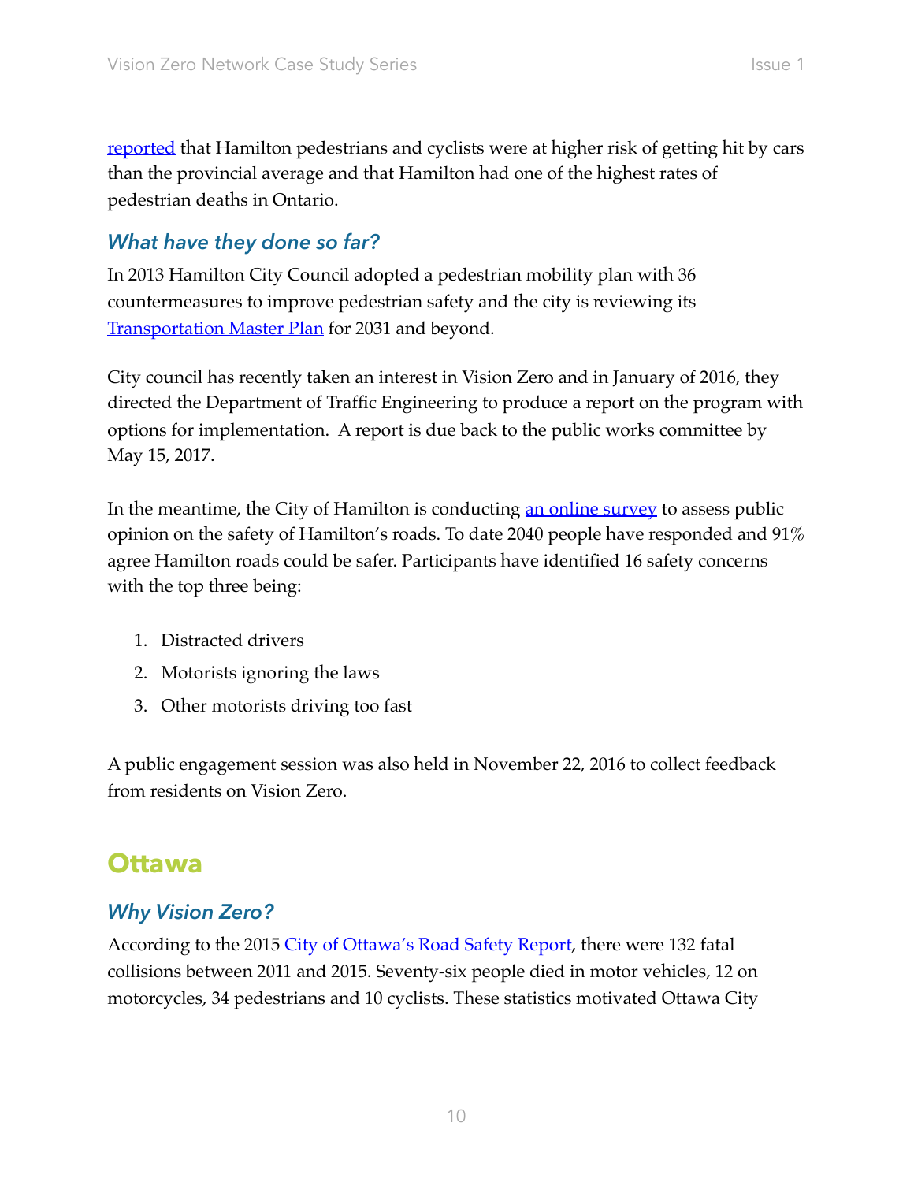reported that Hamilton pedestrians and cyclists were at higher risk of getting hit by cars than the provincial average and that Hamilton had one of the highest rates of pedestrian deaths in Ontario.

### *What have they done so far?*

In 2013 Hamilton City Council adopted a pedestrian mobility plan with 36 countermeasures to improve pedestrian safety and the city is reviewing its Transportation Master Plan for 2031 and beyond.

City council has recently taken an interest in Vision Zero and in January of 2016, they directed the Department of Traffic Engineering to produce a report on the program with options for implementation. A report is due back to the public works committee by May 15, 2017.

In the meantime, the City of Hamilton is conducting an online survey to assess public opinion on the safety of Hamilton's roads. To date 2040 people have responded and 91% agree Hamilton roads could be safer. Participants have identified 16 safety concerns with the top three being:

1. Distracted drivers
2. Motorists ignoring the laws
3. Other motorists driving too fast

A public engagement session was also held in November 22, 2016 to collect feedback from residents on Vision Zero.

## Ottawa

### *Why Vision Zero?*

According to the 2015 City of Ottawa's Road Safety Report, there were 132 fatal collisions between 2011 and 2015. Seventy-six people died in motor vehicles, 12 on motorcycles, 34 pedestrians and 10 cyclists. These statistics motivated Ottawa City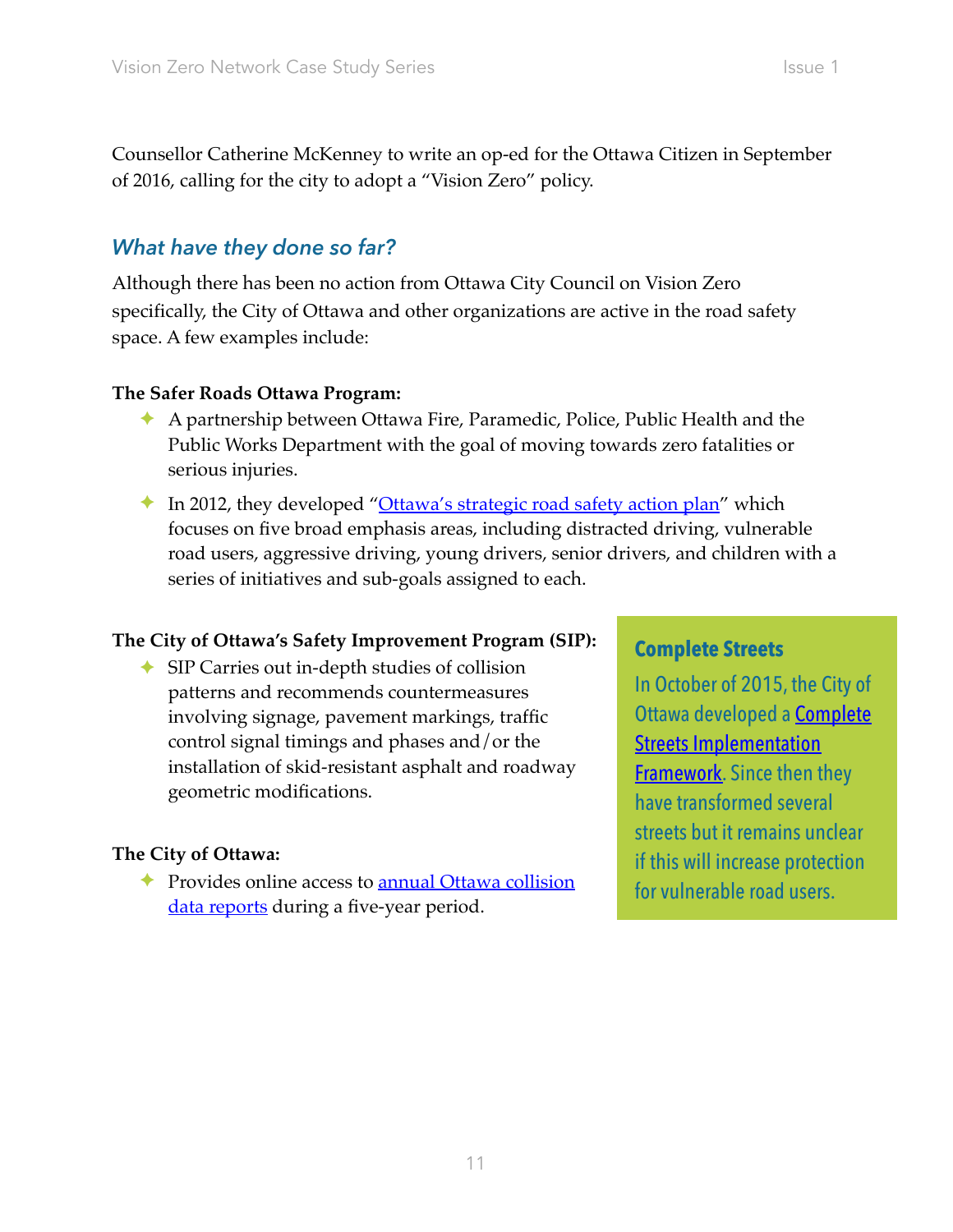Counsellor Catherine McKenney to write an op-ed for the Ottawa Citizen in September of 2016, calling for the city to adopt a "Vision Zero" policy.

## *What have they done so far?*

Although there has been no action from Ottawa City Council on Vision Zero specifically, the City of Ottawa and other organizations are active in the road safety space. A few examples include:

**The Safer Roads Ottawa Program:**

- A partnership between Ottawa Fire, Paramedic, Police, Public Health and the Public Works Department with the goal of moving towards zero fatalities or serious injuries.
- In 2012, they developed "Ottawa's strategic road safety action plan" which focuses on five broad emphasis areas, including distracted driving, vulnerable road users, aggressive driving, young drivers, senior drivers, and children with a series of initiatives and sub-goals assigned to each.

**The City of Ottawa's Safety Improvement Program (SIP):**

- SIP Carries out in-depth studies of collision patterns and recommends countermeasures involving signage, pavement markings, traffic control signal timings and phases and/or the installation of skid-resistant asphalt and roadway geometric modifications.

**The City of Ottawa:**

- Provides online access to annual Ottawa collision data reports during a five-year period.

### Complete Streets

In October of 2015, the City of Ottawa developed a Complete Streets Implementation Framework. Since then they have transformed several streets but it remains unclear if this will increase protection for vulnerable road users.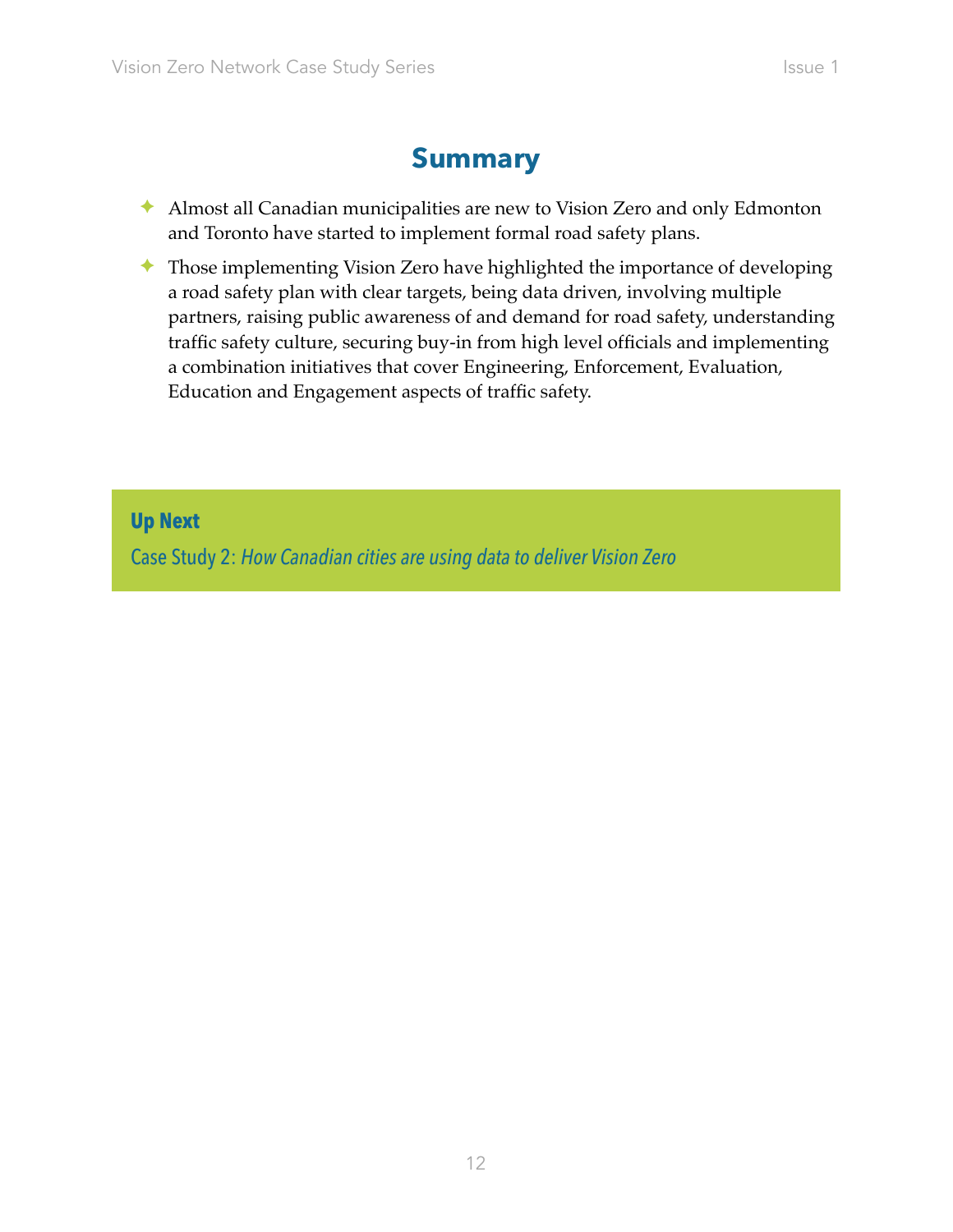## Summary

- Almost all Canadian municipalities are new to Vision Zero and only Edmonton and Toronto have started to implement formal road safety plans.
- Those implementing Vision Zero have highlighted the importance of developing a road safety plan with clear targets, being data driven, involving multiple partners, raising public awareness of and demand for road safety, understanding traffic safety culture, securing buy-in from high level officials and implementing a combination initiatives that cover Engineering, Enforcement, Evaluation, Education and Engagement aspects of traffic safety.

**Up Next**

Case Study 2: *How Canadian cities are using data to deliver Vision Zero*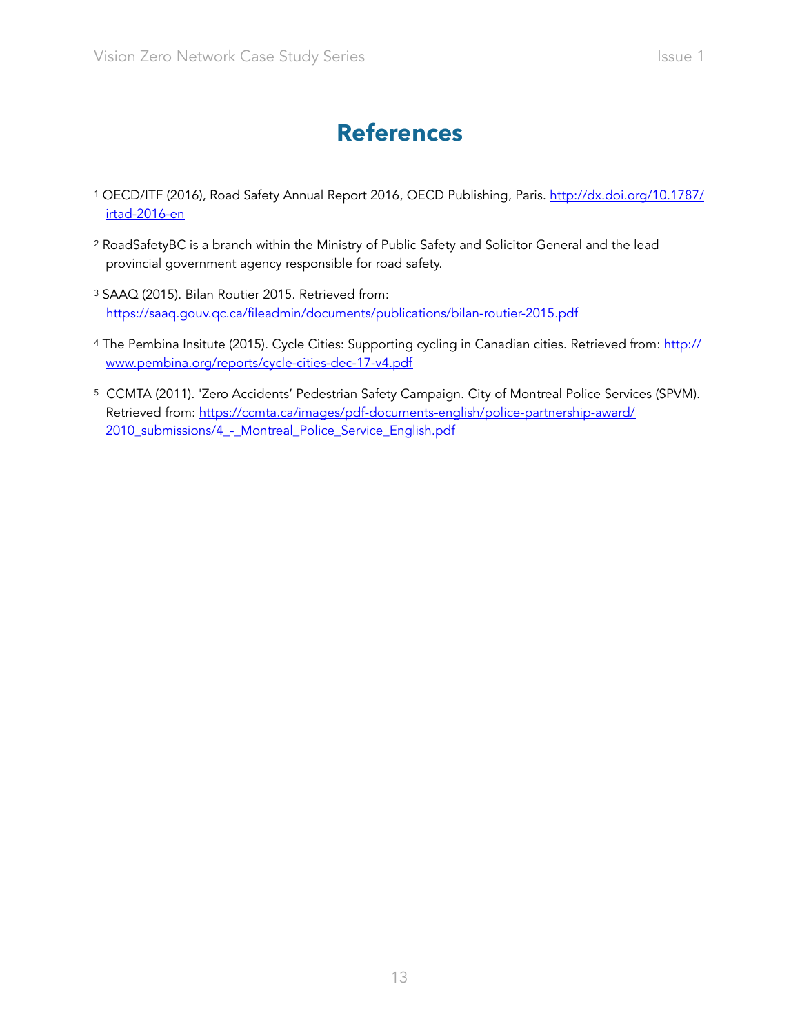# References

[1] OECD/ITF (2016), Road Safety Annual Report 2016, OECD Publishing, Paris. http://dx.doi.org/10.1787/irtad-2016-en

[2] RoadSafetyBC is a branch within the Ministry of Public Safety and Solicitor General and the lead provincial government agency responsible for road safety.

[3] SAAQ (2015). Bilan Routier 2015. Retrieved from: https://saaq.gouv.qc.ca/fileadmin/documents/publications/bilan-routier-2015.pdf

[4] The Pembina Insitute (2015). Cycle Cities: Supporting cycling in Canadian cities. Retrieved from: http://www.pembina.org/reports/cycle-cities-dec-17-v4.pdf

[5] CCMTA (2011). 'Zero Accidents' Pedestrian Safety Campaign. City of Montreal Police Services (SPVM). Retrieved from: https://ccmta.ca/images/pdf-documents-english/police-partnership-award/2010_submissions/4_-_Montreal_Police_Service_English.pdf